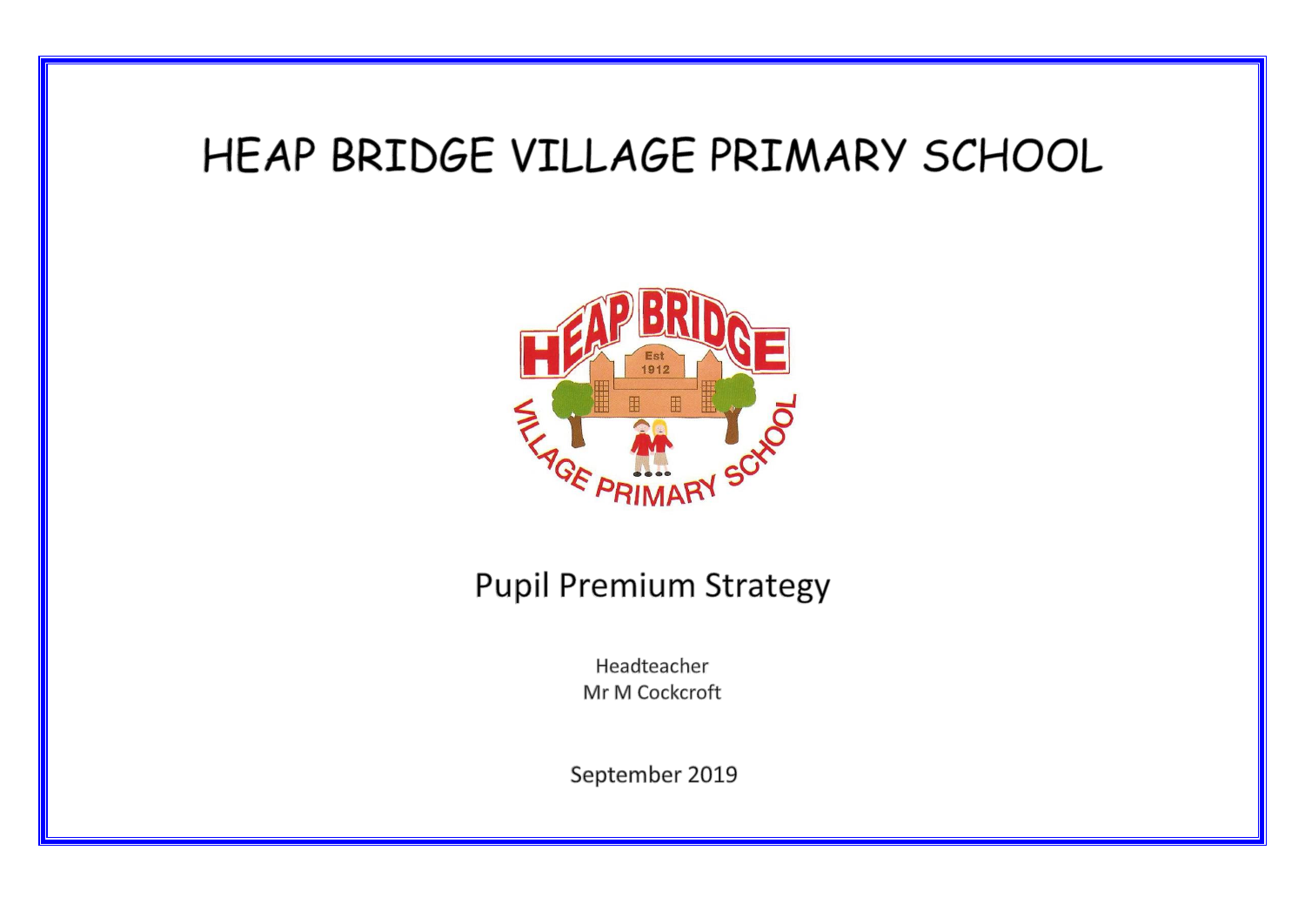# HEAP BRIDGE VILLAGE PRIMARY SCHOOL

## Pupil Premium Strategy

Headteacher
Mr M Cockcroft

September 2019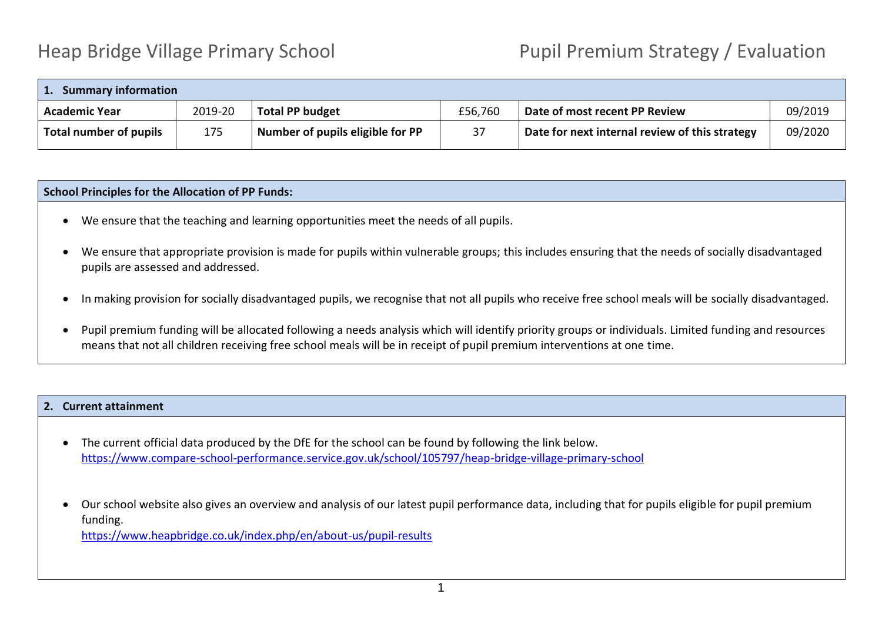Heap Bridge Village Primary School

Pupil Premium Strategy / Evaluation

| 1. Summary information | | | | | |
|---|---|---|---|---|---|
| **Academic Year** | 2019-20 | **Total PP budget** | £56,760 | **Date of most recent PP Review** | 09/2019 |
| **Total number of pupils** | 175 | **Number of pupils eligible for PP** | 37 | **Date for next internal review of this strategy** | 09/2020 |

**School Principles for the Allocation of PP Funds:**

- We ensure that the teaching and learning opportunities meet the needs of all pupils.
- We ensure that appropriate provision is made for pupils within vulnerable groups; this includes ensuring that the needs of socially disadvantaged pupils are assessed and addressed.
- In making provision for socially disadvantaged pupils, we recognise that not all pupils who receive free school meals will be socially disadvantaged.
- Pupil premium funding will be allocated following a needs analysis which will identify priority groups or individuals. Limited funding and resources means that not all children receiving free school meals will be in receipt of pupil premium interventions at one time.

## 2. Current attainment

- The current official data produced by the DfE for the school can be found by following the link below.
  https://www.compare-school-performance.service.gov.uk/school/105797/heap-bridge-village-primary-school
- Our school website also gives an overview and analysis of our latest pupil performance data, including that for pupils eligible for pupil premium funding.
  https://www.heapbridge.co.uk/index.php/en/about-us/pupil-results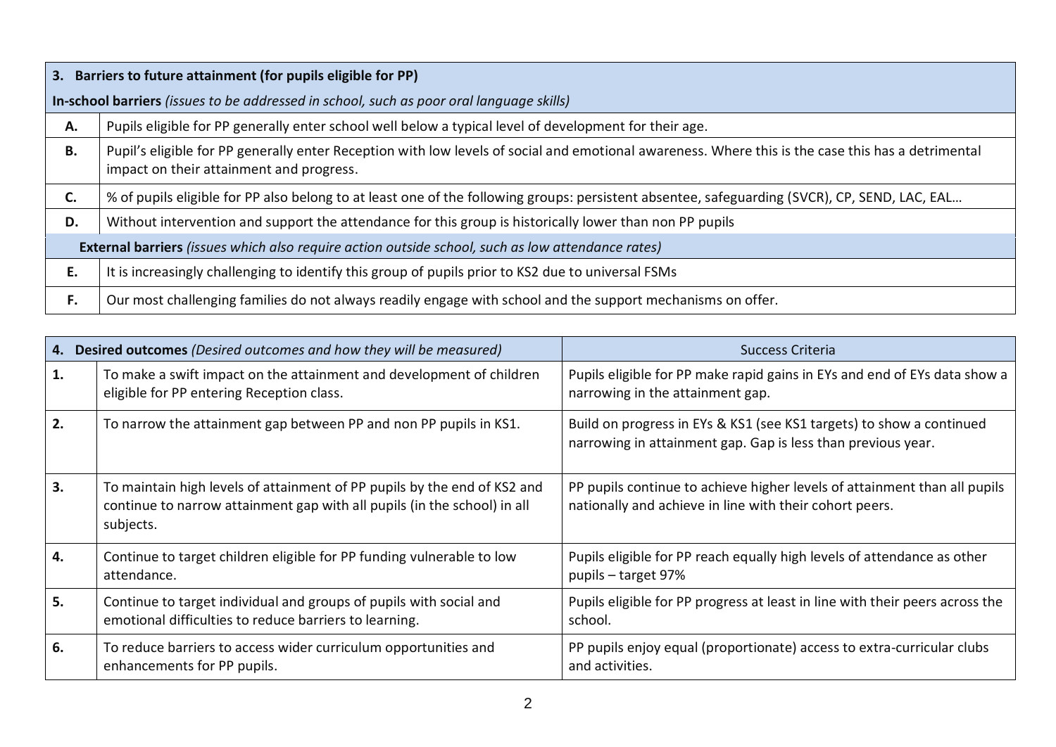| 3. **Barriers to future attainment (for pupils eligible for PP)** | |
|---|---|
| **In-school barriers** *(issues to be addressed in school, such as poor oral language skills)* | |
| **A.** | Pupils eligible for PP generally enter school well below a typical level of development for their age. |
| **B.** | Pupil's eligible for PP generally enter Reception with low levels of social and emotional awareness. Where this is the case this has a detrimental impact on their attainment and progress. |
| **C.** | % of pupils eligible for PP also belong to at least one of the following groups: persistent absentee, safeguarding (SVCR), CP, SEND, LAC, EAL… |
| **D.** | Without intervention and support the attendance for this group is historically lower than non PP pupils |
| **External barriers** *(issues which also require action outside school, such as low attendance rates)* | |
| **E.** | It is increasingly challenging to identify this group of pupils prior to KS2 due to universal FSMs |
| **F.** | Our most challenging families do not always readily engage with school and the support mechanisms on offer. |

| 4. **Desired outcomes** *(Desired outcomes and how they will be measured)* | | Success Criteria |
|---|---|---|
| **1.** | To make a swift impact on the attainment and development of children eligible for PP entering Reception class. | Pupils eligible for PP make rapid gains in EYs and end of EYs data show a narrowing in the attainment gap. |
| **2.** | To narrow the attainment gap between PP and non PP pupils in KS1. | Build on progress in EYs & KS1 (see KS1 targets) to show a continued narrowing in attainment gap. Gap is less than previous year. |
| **3.** | To maintain high levels of attainment of PP pupils by the end of KS2 and continue to narrow attainment gap with all pupils (in the school) in all subjects. | PP pupils continue to achieve higher levels of attainment than all pupils nationally and achieve in line with their cohort peers. |
| **4.** | Continue to target children eligible for PP funding vulnerable to low attendance. | Pupils eligible for PP reach equally high levels of attendance as other pupils – target 97% |
| **5.** | Continue to target individual and groups of pupils with social and emotional difficulties to reduce barriers to learning. | Pupils eligible for PP progress at least in line with their peers across the school. |
| **6.** | To reduce barriers to access wider curriculum opportunities and enhancements for PP pupils. | PP pupils enjoy equal (proportionate) access to extra-curricular clubs and activities. |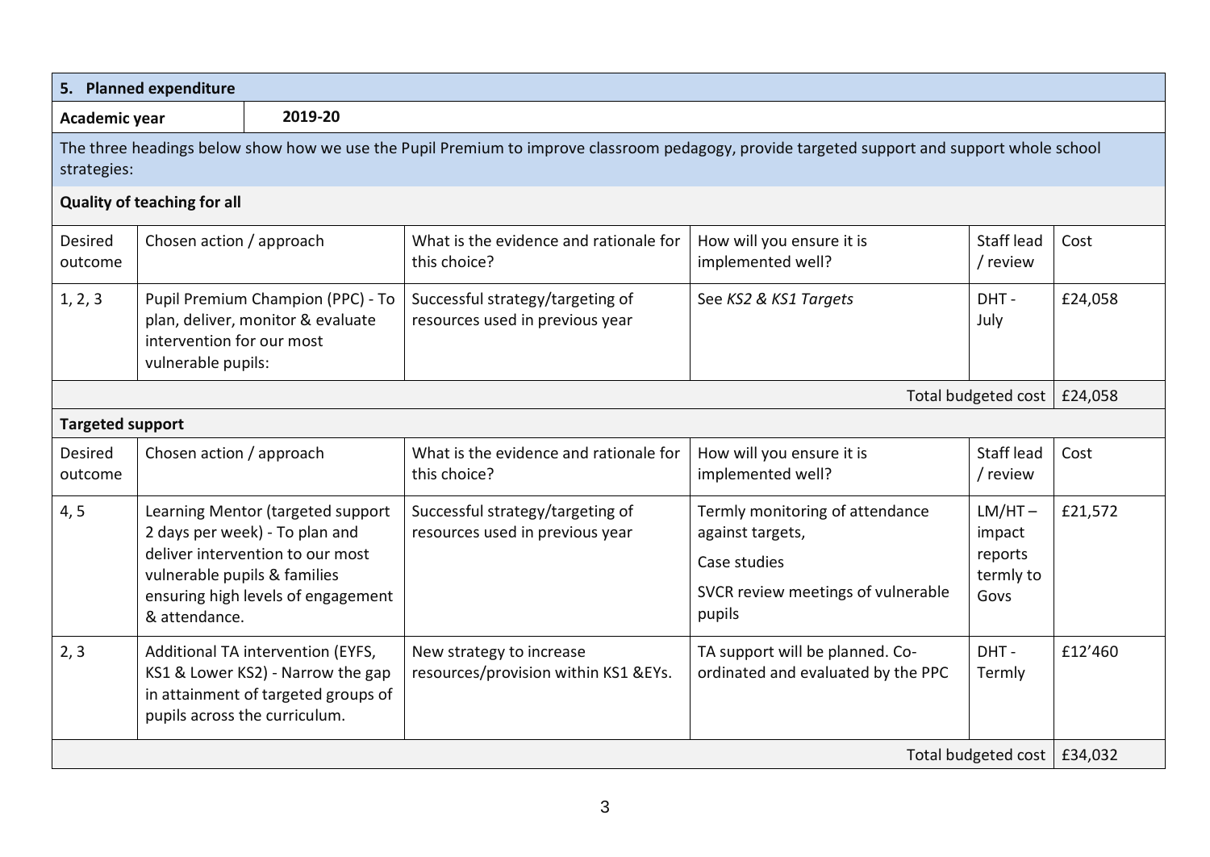## 5. Planned expenditure

| Academic year | 2019-20 |
|---|---|

The three headings below show how we use the Pupil Premium to improve classroom pedagogy, provide targeted support and support whole school strategies:

### Quality of teaching for all

| Desired outcome | Chosen action / approach | What is the evidence and rationale for this choice? | How will you ensure it is implemented well? | Staff lead / review | Cost |
|---|---|---|---|---|---|
| 1, 2, 3 | Pupil Premium Champion (PPC) - To plan, deliver, monitor & evaluate intervention for our most vulnerable pupils: | Successful strategy/targeting of resources used in previous year | See *KS2 & KS1 Targets* | DHT - July | £24,058 |
| | | | | Total budgeted cost | £24,058 |

### Targeted support

| Desired outcome | Chosen action / approach | What is the evidence and rationale for this choice? | How will you ensure it is implemented well? | Staff lead / review | Cost |
|---|---|---|---|---|---|
| 4, 5 | Learning Mentor (targeted support 2 days per week) - To plan and deliver intervention to our most vulnerable pupils & families ensuring high levels of engagement & attendance. | Successful strategy/targeting of resources used in previous year | Termly monitoring of attendance against targets,<br>Case studies<br>SVCR review meetings of vulnerable pupils | LM/HT – impact reports termly to Govs | £21,572 |
| 2, 3 | Additional TA intervention (EYFS, KS1 & Lower KS2) - Narrow the gap in attainment of targeted groups of pupils across the curriculum. | New strategy to increase resources/provision within KS1 &EYs. | TA support will be planned. Co-ordinated and evaluated by the PPC | DHT - Termly | £12'460 |
| | | | | Total budgeted cost | £34,032 |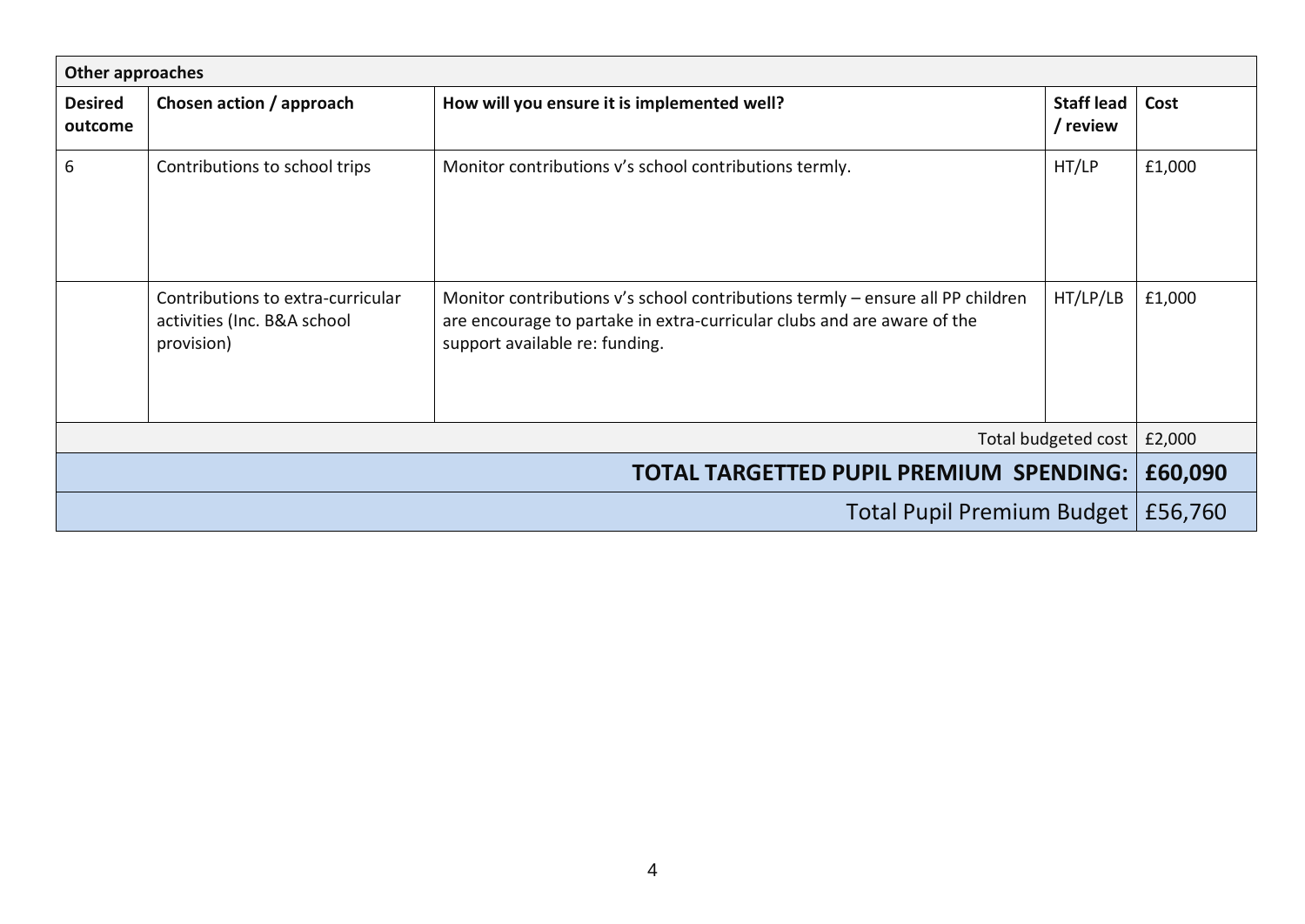| Other approaches | | | | |
|---|---|---|---|---|
| **Desired outcome** | **Chosen action / approach** | **How will you ensure it is implemented well?** | **Staff lead / review** | **Cost** |
| 6 | Contributions to school trips | Monitor contributions v's school contributions termly. | HT/LP | £1,000 |
| | Contributions to extra-curricular activities (Inc. B&A school provision) | Monitor contributions v's school contributions termly – ensure all PP children are encourage to partake in extra-curricular clubs and are aware of the support available re: funding. | HT/LP/LB | £1,000 |
| | | | Total budgeted cost | £2,000 |
| | | | **TOTAL TARGETTED PUPIL PREMIUM SPENDING:** | **£60,090** |
| | | | Total Pupil Premium Budget | £56,760 |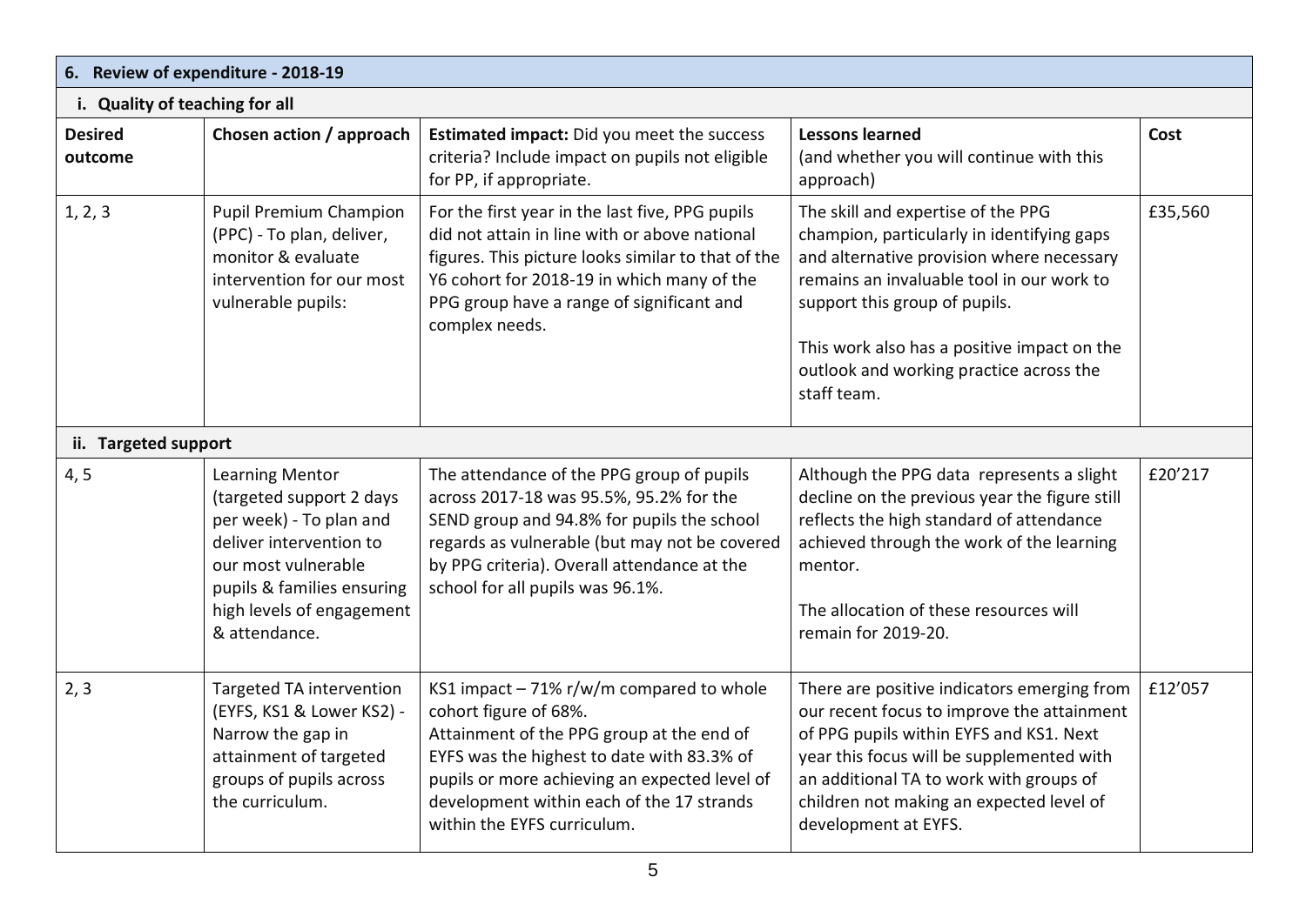## 6. Review of expenditure - 2018-19

### i. Quality of teaching for all

| Desired outcome | Chosen action / approach | Estimated impact: Did you meet the success criteria? Include impact on pupils not eligible for PP, if appropriate. | Lessons learned (and whether you will continue with this approach) | Cost |
|---|---|---|---|---|
| 1, 2, 3 | Pupil Premium Champion (PPC) - To plan, deliver, monitor & evaluate intervention for our most vulnerable pupils: | For the first year in the last five, PPG pupils did not attain in line with or above national figures. This picture looks similar to that of the Y6 cohort for 2018-19 in which many of the PPG group have a range of significant and complex needs. | The skill and expertise of the PPG champion, particularly in identifying gaps and alternative provision where necessary remains an invaluable tool in our work to support this group of pupils.<br><br>This work also has a positive impact on the outlook and working practice across the staff team. | £35,560 |

### ii. Targeted support

| Desired outcome | Chosen action / approach | Estimated impact | Lessons learned | Cost |
|---|---|---|---|---|
| 4, 5 | Learning Mentor (targeted support 2 days per week) - To plan and deliver intervention to our most vulnerable pupils & families ensuring high levels of engagement & attendance. | The attendance of the PPG group of pupils across 2017-18 was 95.5%, 95.2% for the SEND group and 94.8% for pupils the school regards as vulnerable (but may not be covered by PPG criteria). Overall attendance at the school for all pupils was 96.1%. | Although the PPG data represents a slight decline on the previous year the figure still reflects the high standard of attendance achieved through the work of the learning mentor.<br><br>The allocation of these resources will remain for 2019-20. | £20'217 |
| 2, 3 | Targeted TA intervention (EYFS, KS1 & Lower KS2) - Narrow the gap in attainment of targeted groups of pupils across the curriculum. | KS1 impact – 71% r/w/m compared to whole cohort figure of 68%.<br>Attainment of the PPG group at the end of EYFS was the highest to date with 83.3% of pupils or more achieving an expected level of development within each of the 17 strands within the EYFS curriculum. | There are positive indicators emerging from our recent focus to improve the attainment of PPG pupils within EYFS and KS1. Next year this focus will be supplemented with an additional TA to work with groups of children not making an expected level of development at EYFS. | £12'057 |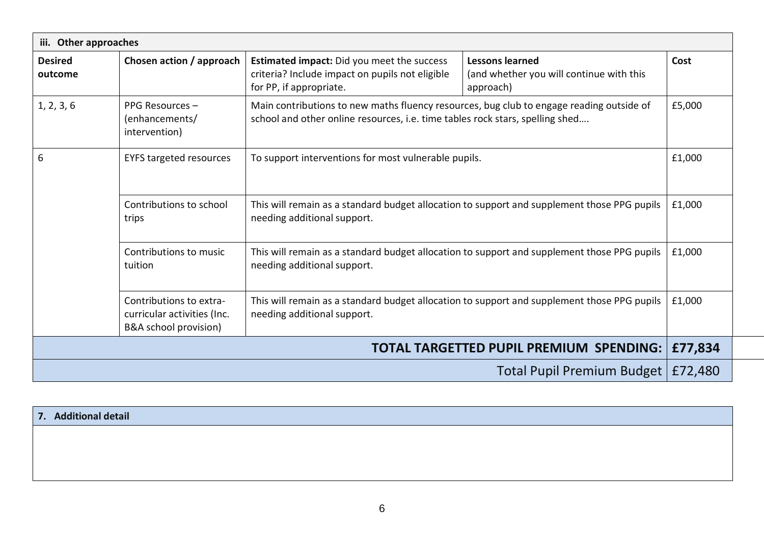| iii. Other approaches | | | | |
|---|---|---|---|---|
| **Desired outcome** | **Chosen action / approach** | **Estimated impact:** Did you meet the success criteria? Include impact on pupils not eligible for PP, if appropriate. | **Lessons learned** (and whether you will continue with this approach) | **Cost** |
| 1, 2, 3, 6 | PPG Resources – (enhancements/ intervention) | Main contributions to new maths fluency resources, bug club to engage reading outside of school and other online resources, i.e. time tables rock stars, spelling shed…. | | £5,000 |
| 6 | EYFS targeted resources | To support interventions for most vulnerable pupils. | | £1,000 |
| | Contributions to school trips | This will remain as a standard budget allocation to support and supplement those PPG pupils needing additional support. | | £1,000 |
| | Contributions to music tuition | This will remain as a standard budget allocation to support and supplement those PPG pupils needing additional support. | | £1,000 |
| | Contributions to extra-curricular activities (Inc. B&A school provision) | This will remain as a standard budget allocation to support and supplement those PPG pupils needing additional support. | | £1,000 |
| | | | **TOTAL TARGETTED PUPIL PREMIUM SPENDING:** | **£77,834** |
| | | | Total Pupil Premium Budget | £72,480 |

| 7. Additional detail |
|---|
| |